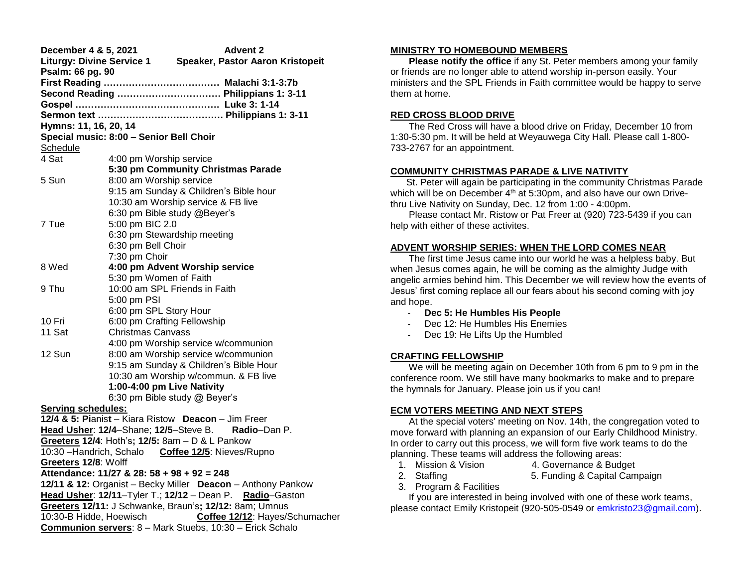**December 4 & 5, 2021 Advent 2**
**Liturgy: Divine Service 1 Speaker, Pastor Aaron Kristopeit**
**Psalm: 66 pg. 90**
**First Reading ……………………………… Malachi 3:1-3:7b**
**Second Reading …………………………… Philippians 1: 3-11**
**Gospel ……………………………………… Luke 3: 1-14**
**Sermon text ………………………………… Philippians 1: 3-11**
**Hymns: 11, 16, 20, 14**
**Special music: 8:00 – Senior Bell Choir**

Schedule

| | |
|---|---|
| 4 Sat | 4:00 pm Worship service |
| | **5:30 pm Community Christmas Parade** |
| 5 Sun | 8:00 am Worship service |
| | 9:15 am Sunday & Children's Bible hour |
| | 10:30 am Worship service & FB live |
| | 6:30 pm Bible study @Beyer's |
| 7 Tue | 5:00 pm BIC 2.0 |
| | 6:30 pm Stewardship meeting |
| | 6:30 pm Bell Choir |
| | 7:30 pm Choir |
| 8 Wed | **4:00 pm Advent Worship service** |
| | 5:30 pm Women of Faith |
| 9 Thu | 10:00 am SPL Friends in Faith |
| | 5:00 pm PSI |
| | 6:00 pm SPL Story Hour |
| 10 Fri | 6:00 pm Crafting Fellowship |
| 11 Sat | Christmas Canvass |
| | 4:00 pm Worship service w/communion |
| 12 Sun | 8:00 am Worship service w/communion |
| | 9:15 am Sunday & Children's Bible Hour |
| | 10:30 am Worship w/commun. & FB live |
| | **1:00-4:00 pm Live Nativity** |
| | 6:30 pm Bible study @ Beyer's |

**Serving schedules:**

**12/4 & 5: Pianist** – Kiara Ristow **Deacon** – Jim Freer
**Head Usher**: **12/4**–Shane; **12/5**–Steve B. **Radio**–Dan P.
**Greeters 12/4**: Hoth's**; 12/5:** 8am – D & L Pankow
10:30 –Handrich, Schalo **Coffee 12/5**: Nieves/Rupno
**Greeters 12/8**: Wolff
**Attendance: 11/27 & 28: 58 + 98 + 92 = 248**
**12/11 & 12:** Organist – Becky Miller **Deacon** – Anthony Pankow
**Head Usher**: **12/11**–Tyler T.; **12/12** – Dean P. **Radio**–Gaston
**Greeters 12/11:** J Schwanke, Braun's**; 12/12:** 8am; Umnus
10:30-B Hidde, Hoewisch **Coffee 12/12**: Hayes/Schumacher
**Communion servers**: 8 – Mark Stuebs, 10:30 – Erick Schalo

## MINISTRY TO HOMEBOUND MEMBERS

**Please notify the office** if any St. Peter members among your family or friends are no longer able to attend worship in-person easily. Your ministers and the SPL Friends in Faith committee would be happy to serve them at home.

## RED CROSS BLOOD DRIVE

The Red Cross will have a blood drive on Friday, December 10 from 1:30-5:30 pm. It will be held at Weyauwega City Hall. Please call 1-800-733-2767 for an appointment.

## COMMUNITY CHRISTMAS PARADE & LIVE NATIVITY

St. Peter will again be participating in the community Christmas Parade which will be on December 4th at 5:30pm, and also have our own Drive-thru Live Nativity on Sunday, Dec. 12 from 1:00 - 4:00pm.

Please contact Mr. Ristow or Pat Freer at (920) 723-5439 if you can help with either of these activites.

## ADVENT WORSHIP SERIES: WHEN THE LORD COMES NEAR

The first time Jesus came into our world he was a helpless baby. But when Jesus comes again, he will be coming as the almighty Judge with angelic armies behind him. This December we will review how the events of Jesus' first coming replace all our fears about his second coming with joy and hope.

- **Dec 5: He Humbles His People**
- Dec 12: He Humbles His Enemies
- Dec 19: He Lifts Up the Humbled

## CRAFTING FELLOWSHIP

We will be meeting again on December 10th from 6 pm to 9 pm in the conference room. We still have many bookmarks to make and to prepare the hymnals for January. Please join us if you can!

## ECM VOTERS MEETING AND NEXT STEPS

At the special voters' meeting on Nov. 14th, the congregation voted to move forward with planning an expansion of our Early Childhood Ministry. In order to carry out this process, we will form five work teams to do the planning. These teams will address the following areas:

1. Mission & Vision
2. Staffing
3. Program & Facilities
4. Governance & Budget
5. Funding & Capital Campaign

If you are interested in being involved with one of these work teams, please contact Emily Kristopeit (920-505-0549 or emkristo23@gmail.com).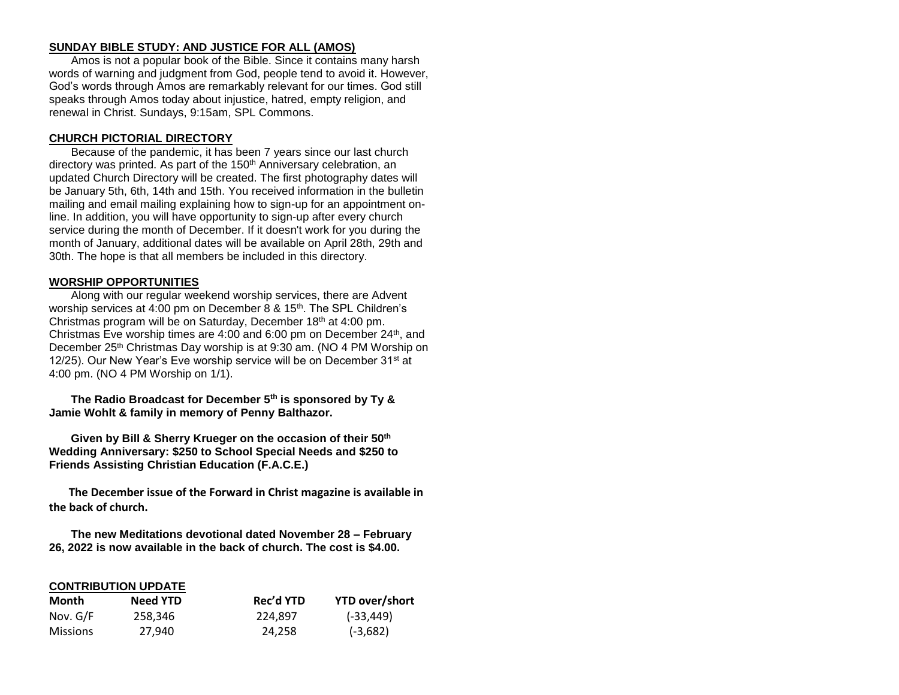## SUNDAY BIBLE STUDY: AND JUSTICE FOR ALL (AMOS)

Amos is not a popular book of the Bible. Since it contains many harsh words of warning and judgment from God, people tend to avoid it. However, God's words through Amos are remarkably relevant for our times. God still speaks through Amos today about injustice, hatred, empty religion, and renewal in Christ. Sundays, 9:15am, SPL Commons.

## CHURCH PICTORIAL DIRECTORY

Because of the pandemic, it has been 7 years since our last church directory was printed. As part of the 150th Anniversary celebration, an updated Church Directory will be created. The first photography dates will be January 5th, 6th, 14th and 15th. You received information in the bulletin mailing and email mailing explaining how to sign-up for an appointment on-line. In addition, you will have opportunity to sign-up after every church service during the month of December. If it doesn't work for you during the month of January, additional dates will be available on April 28th, 29th and 30th. The hope is that all members be included in this directory.

## WORSHIP OPPORTUNITIES

Along with our regular weekend worship services, there are Advent worship services at 4:00 pm on December 8 & 15th. The SPL Children's Christmas program will be on Saturday, December 18th at 4:00 pm. Christmas Eve worship times are 4:00 and 6:00 pm on December 24th, and December 25th Christmas Day worship is at 9:30 am. (NO 4 PM Worship on 12/25). Our New Year's Eve worship service will be on December 31st at 4:00 pm. (NO 4 PM Worship on 1/1).

**The Radio Broadcast for December 5th is sponsored by Ty & Jamie Wohlt & family in memory of Penny Balthazor.**

**Given by Bill & Sherry Krueger on the occasion of their 50th Wedding Anniversary: $250 to School Special Needs and $250 to Friends Assisting Christian Education (F.A.C.E.)**

**The December issue of the Forward in Christ magazine is available in the back of church.**

**The new Meditations devotional dated November 28 – February 26, 2022 is now available in the back of church. The cost is $4.00.**

## CONTRIBUTION UPDATE

| Month | Need YTD | Rec'd YTD | YTD over/short |
|---|---|---|---|
| Nov. G/F | 258,346 | 224,897 | (-33,449) |
| Missions | 27,940 | 24,258 | (-3,682) |